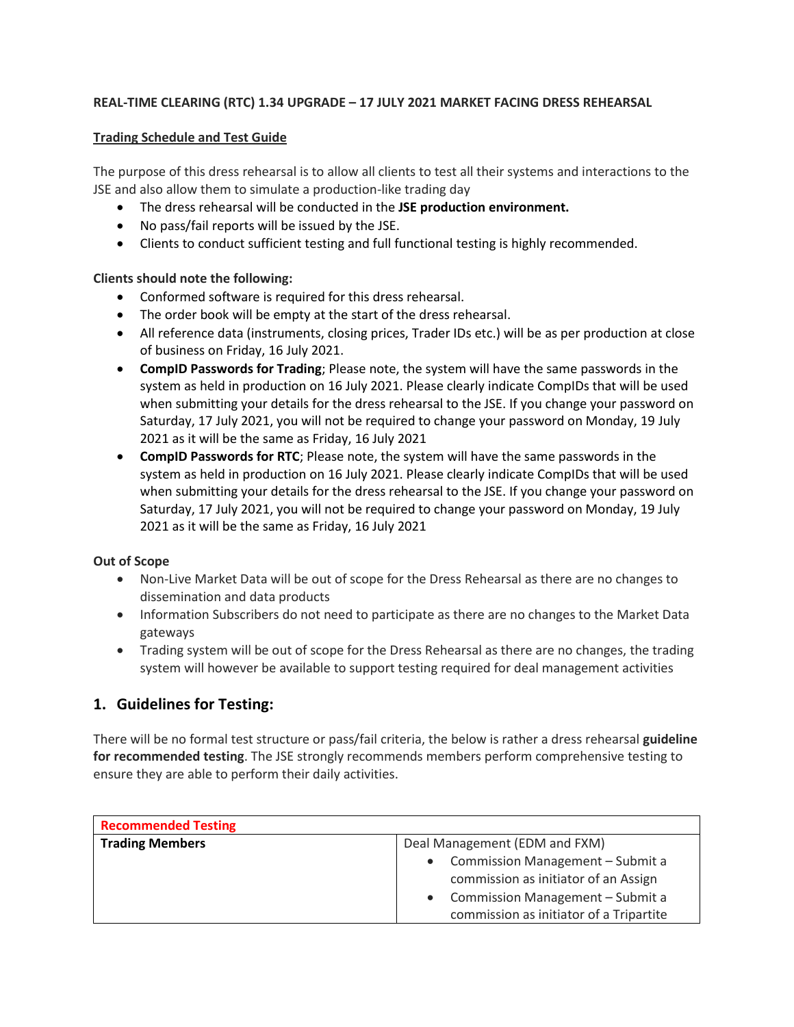**REAL-TIME CLEARING (RTC) 1.34 UPGRADE – 17 JULY 2021 MARKET FACING DRESS REHEARSAL**

**Trading Schedule and Test Guide**

The purpose of this dress rehearsal is to allow all clients to test all their systems and interactions to the JSE and also allow them to simulate a production-like trading day

- The dress rehearsal will be conducted in the **JSE production environment.**
- No pass/fail reports will be issued by the JSE.
- Clients to conduct sufficient testing and full functional testing is highly recommended.

**Clients should note the following:**

- Conformed software is required for this dress rehearsal.
- The order book will be empty at the start of the dress rehearsal.
- All reference data (instruments, closing prices, Trader IDs etc.) will be as per production at close of business on Friday, 16 July 2021.
- **CompID Passwords for Trading**; Please note, the system will have the same passwords in the system as held in production on 16 July 2021. Please clearly indicate CompIDs that will be used when submitting your details for the dress rehearsal to the JSE. If you change your password on Saturday, 17 July 2021, you will not be required to change your password on Monday, 19 July 2021 as it will be the same as Friday, 16 July 2021
- **CompID Passwords for RTC**; Please note, the system will have the same passwords in the system as held in production on 16 July 2021. Please clearly indicate CompIDs that will be used when submitting your details for the dress rehearsal to the JSE. If you change your password on Saturday, 17 July 2021, you will not be required to change your password on Monday, 19 July 2021 as it will be the same as Friday, 16 July 2021

**Out of Scope**

- Non-Live Market Data will be out of scope for the Dress Rehearsal as there are no changes to dissemination and data products
- Information Subscribers do not need to participate as there are no changes to the Market Data gateways
- Trading system will be out of scope for the Dress Rehearsal as there are no changes, the trading system will however be available to support testing required for deal management activities

## 1. Guidelines for Testing:

There will be no formal test structure or pass/fail criteria, the below is rather a dress rehearsal **guideline for recommended testing**. The JSE strongly recommends members perform comprehensive testing to ensure they are able to perform their daily activities.

| **Recommended Testing** | |
|---|---|
| **Trading Members** | Deal Management (EDM and FXM)<br>• Commission Management – Submit a commission as initiator of an Assign<br>• Commission Management – Submit a commission as initiator of a Tripartite |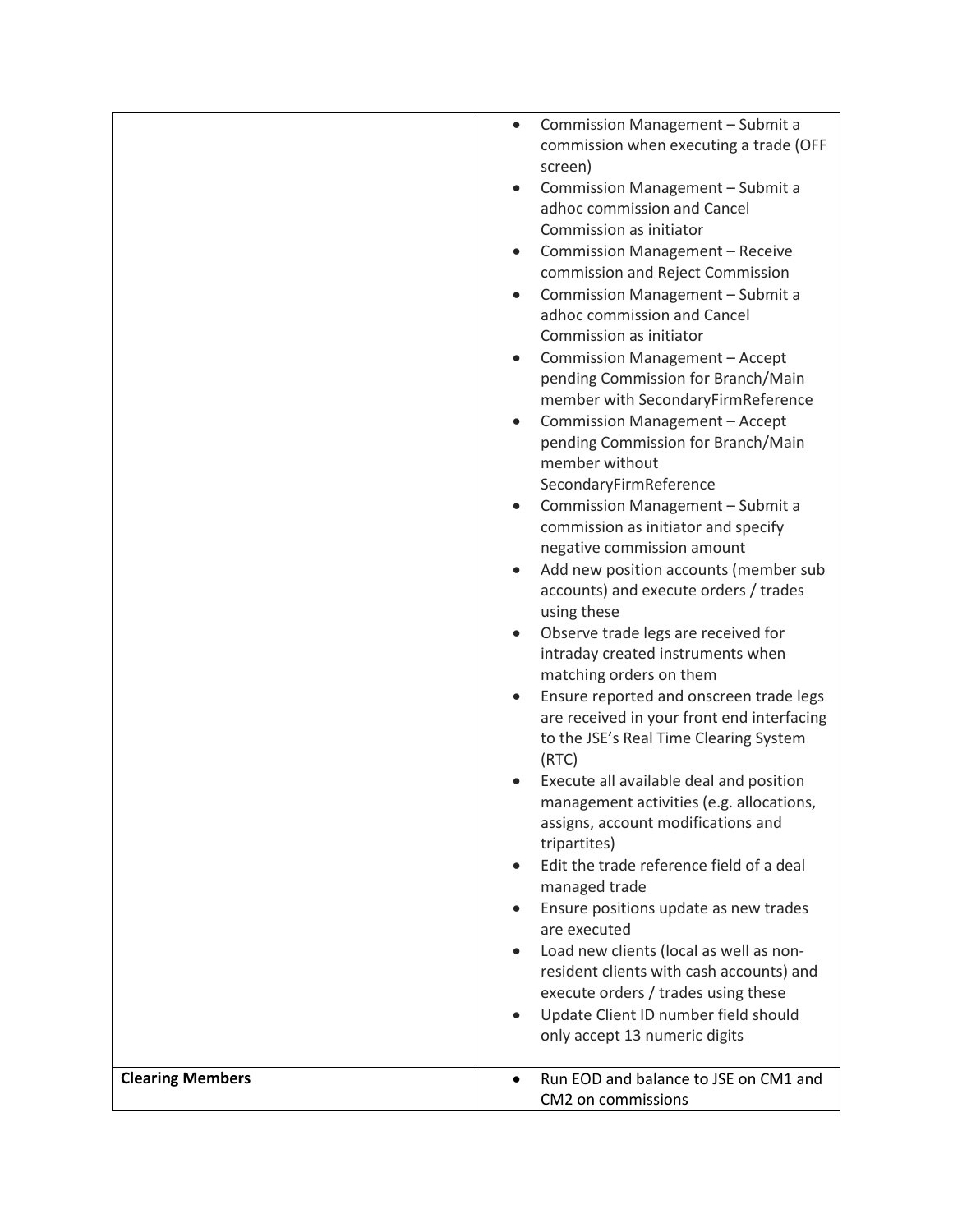| | |
|---|---|
| | <ul><li>Commission Management – Submit a commission when executing a trade (OFF screen)</li><li>Commission Management – Submit a adhoc commission and Cancel Commission as initiator</li><li>Commission Management – Receive commission and Reject Commission</li><li>Commission Management – Submit a adhoc commission and Cancel Commission as initiator</li><li>Commission Management – Accept pending Commission for Branch/Main member with SecondaryFirmReference</li><li>Commission Management – Accept pending Commission for Branch/Main member without SecondaryFirmReference</li><li>Commission Management – Submit a commission as initiator and specify negative commission amount</li><li>Add new position accounts (member sub accounts) and execute orders / trades using these</li><li>Observe trade legs are received for intraday created instruments when matching orders on them</li><li>Ensure reported and onscreen trade legs are received in your front end interfacing to the JSE's Real Time Clearing System (RTC)</li><li>Execute all available deal and position management activities (e.g. allocations, assigns, account modifications and tripartites)</li><li>Edit the trade reference field of a deal managed trade</li><li>Ensure positions update as new trades are executed</li><li>Load new clients (local as well as non-resident clients with cash accounts) and execute orders / trades using these</li><li>Update Client ID number field should only accept 13 numeric digits</li></ul> |
| **Clearing Members** | <ul><li>Run EOD and balance to JSE on CM1 and CM2 on commissions</li></ul> |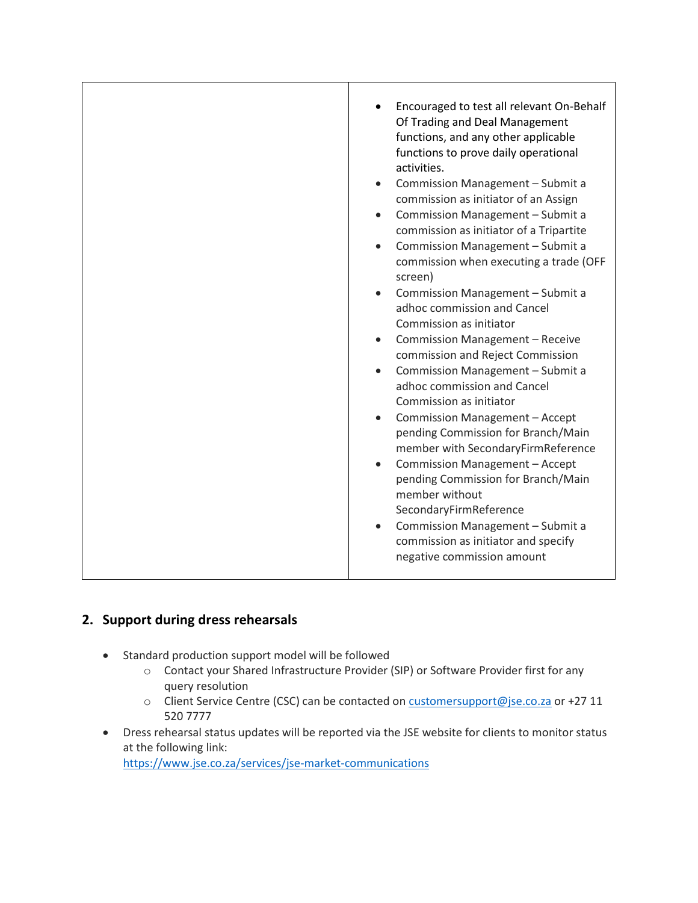| | |
|---|---|
| | • Encouraged to test all relevant On-Behalf Of Trading and Deal Management functions, and any other applicable functions to prove daily operational activities.<br>• Commission Management – Submit a commission as initiator of an Assign<br>• Commission Management – Submit a commission as initiator of a Tripartite<br>• Commission Management – Submit a commission when executing a trade (OFF screen)<br>• Commission Management – Submit a adhoc commission and Cancel Commission as initiator<br>• Commission Management – Receive commission and Reject Commission<br>• Commission Management – Submit a adhoc commission and Cancel Commission as initiator<br>• Commission Management – Accept pending Commission for Branch/Main member with SecondaryFirmReference<br>• Commission Management – Accept pending Commission for Branch/Main member without SecondaryFirmReference<br>• Commission Management – Submit a commission as initiator and specify negative commission amount |

## 2. Support during dress rehearsals

- Standard production support model will be followed
  - Contact your Shared Infrastructure Provider (SIP) or Software Provider first for any query resolution
  - Client Service Centre (CSC) can be contacted on customersupport@jse.co.za or +27 11 520 7777
- Dress rehearsal status updates will be reported via the JSE website for clients to monitor status at the following link: https://www.jse.co.za/services/jse-market-communications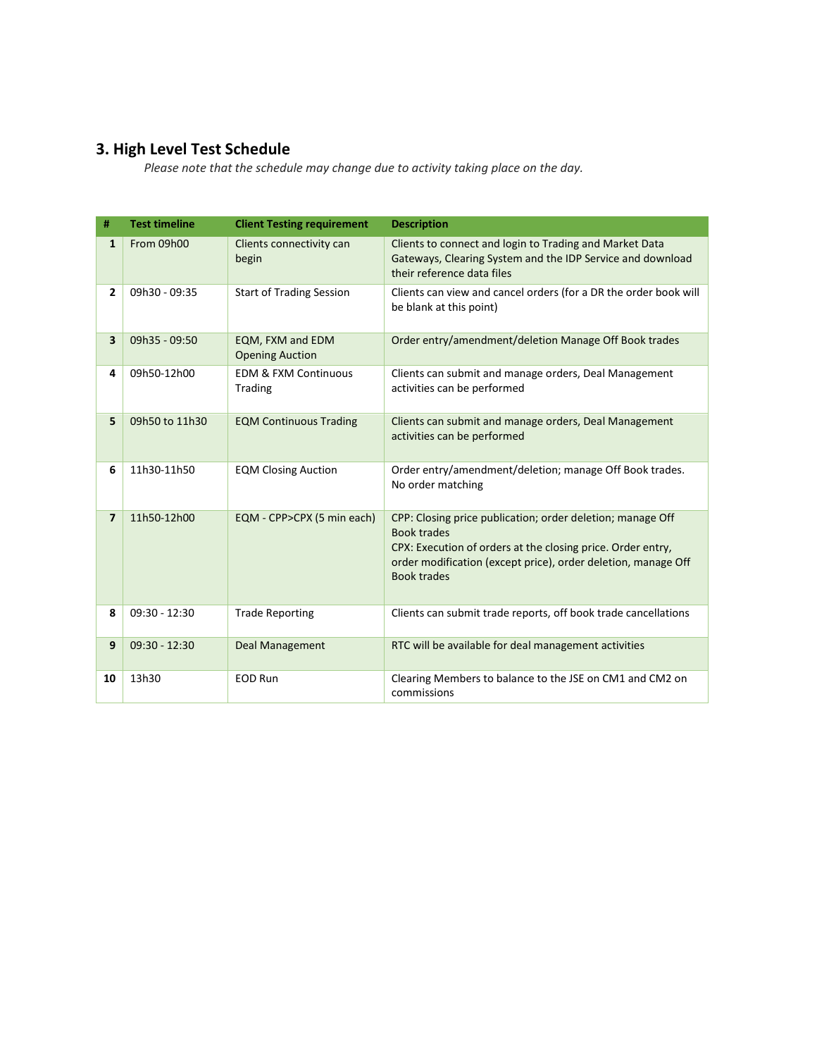## 3. High Level Test Schedule

*Please note that the schedule may change due to activity taking place on the day.*

| # | Test timeline | Client Testing requirement | Description |
|---|---|---|---|
| **1** | From 09h00 | Clients connectivity can begin | Clients to connect and login to Trading and Market Data Gateways, Clearing System and the IDP Service and download their reference data files |
| **2** | 09h30 - 09:35 | Start of Trading Session | Clients can view and cancel orders (for a DR the order book will be blank at this point) |
| **3** | 09h35 - 09:50 | EQM, FXM and EDM Opening Auction | Order entry/amendment/deletion Manage Off Book trades |
| **4** | 09h50-12h00 | EDM & FXM Continuous Trading | Clients can submit and manage orders, Deal Management activities can be performed |
| **5** | 09h50 to 11h30 | EQM Continuous Trading | Clients can submit and manage orders, Deal Management activities can be performed |
| **6** | 11h30-11h50 | EQM Closing Auction | Order entry/amendment/deletion; manage Off Book trades. No order matching |
| **7** | 11h50-12h00 | EQM - CPP>CPX (5 min each) | CPP: Closing price publication; order deletion; manage Off Book trades<br>CPX: Execution of orders at the closing price. Order entry, order modification (except price), order deletion, manage Off Book trades |
| **8** | 09:30 - 12:30 | Trade Reporting | Clients can submit trade reports, off book trade cancellations |
| **9** | 09:30 - 12:30 | Deal Management | RTC will be available for deal management activities |
| **10** | 13h30 | EOD Run | Clearing Members to balance to the JSE on CM1 and CM2 on commissions |